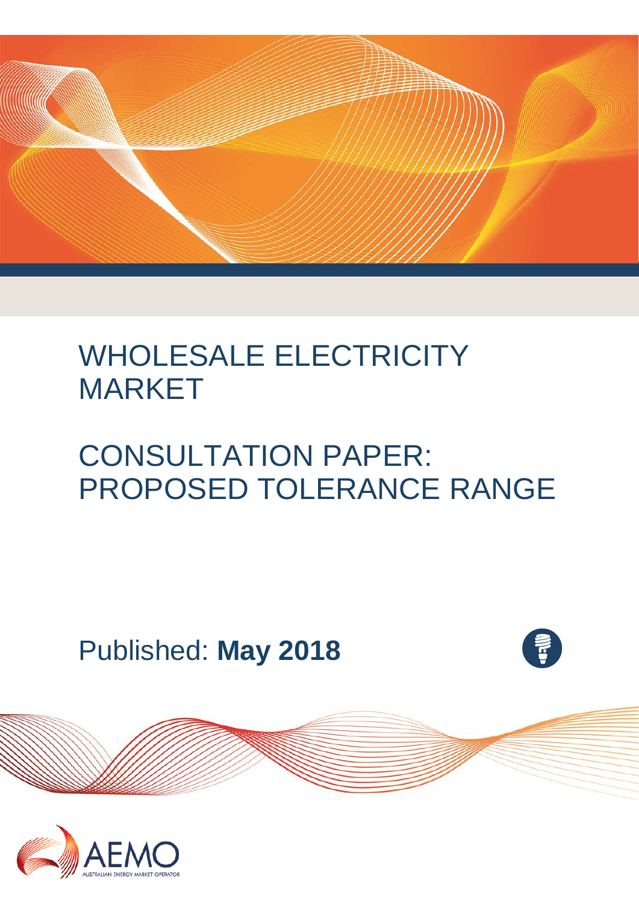# WHOLESALE ELECTRICITY MARKET

# CONSULTATION PAPER: PROPOSED TOLERANCE RANGE

Published: **May 2018**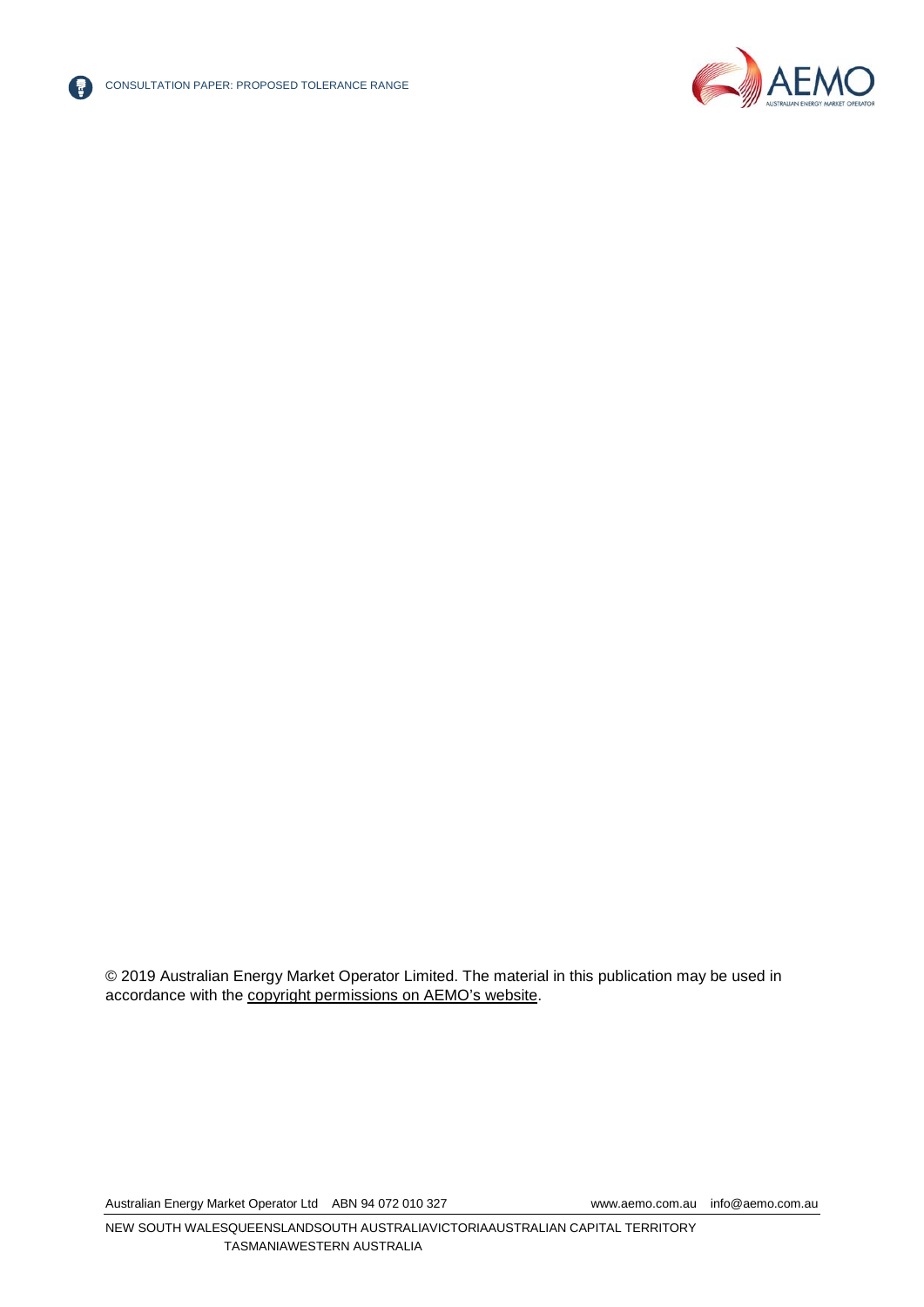© 2019 Australian Energy Market Operator Limited. The material in this publication may be used in accordance with the copyright permissions on AEMO's website.

Australian Energy Market Operator Ltd ABN 94 072 010 327 www.aemo.com.au info@aemo.com.au

NEW SOUTH WALES QUEENSLAND SOUTH AUSTRALIA VICTORIA AUSTRALIAN CAPITAL TERRITORY TASMANIA WESTERN AUSTRALIA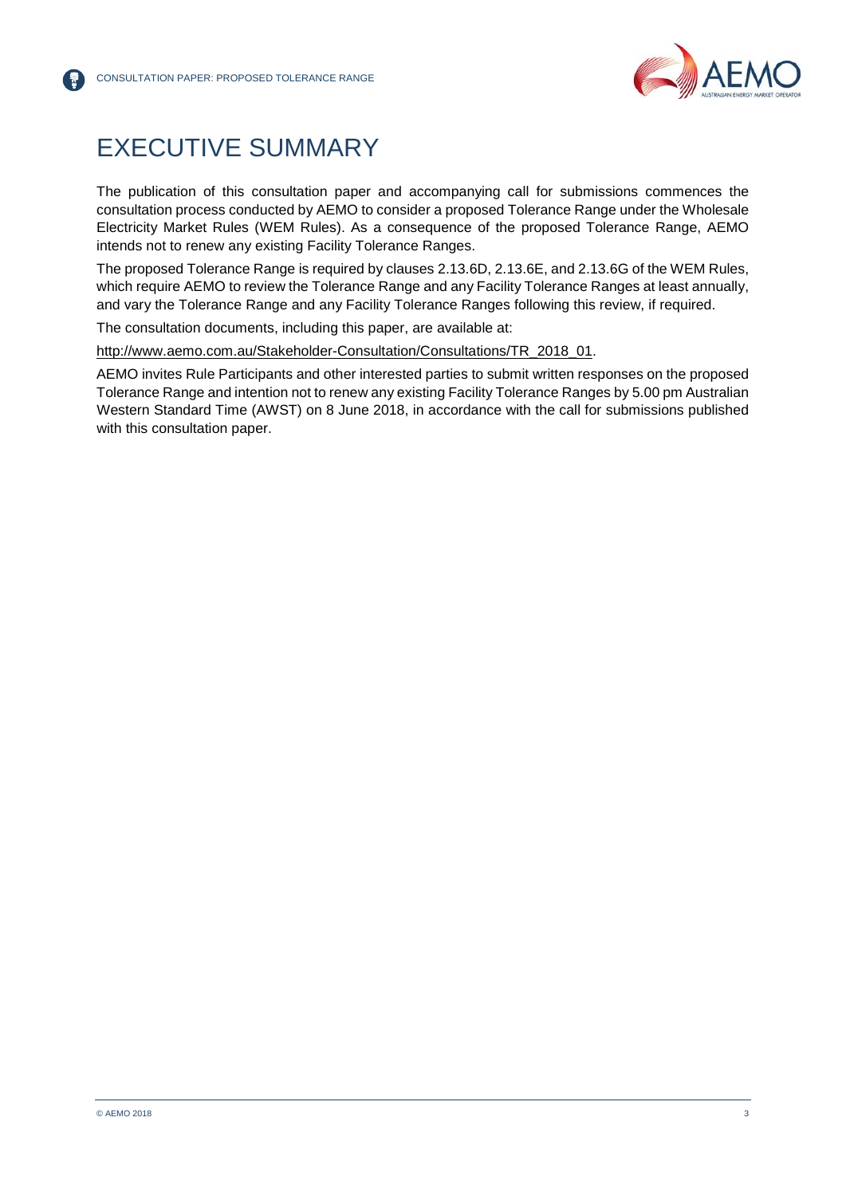# EXECUTIVE SUMMARY

The publication of this consultation paper and accompanying call for submissions commences the consultation process conducted by AEMO to consider a proposed Tolerance Range under the Wholesale Electricity Market Rules (WEM Rules). As a consequence of the proposed Tolerance Range, AEMO intends not to renew any existing Facility Tolerance Ranges.

The proposed Tolerance Range is required by clauses 2.13.6D, 2.13.6E, and 2.13.6G of the WEM Rules, which require AEMO to review the Tolerance Range and any Facility Tolerance Ranges at least annually, and vary the Tolerance Range and any Facility Tolerance Ranges following this review, if required.

The consultation documents, including this paper, are available at:

http://www.aemo.com.au/Stakeholder-Consultation/Consultations/TR_2018_01.

AEMO invites Rule Participants and other interested parties to submit written responses on the proposed Tolerance Range and intention not to renew any existing Facility Tolerance Ranges by 5.00 pm Australian Western Standard Time (AWST) on 8 June 2018, in accordance with the call for submissions published with this consultation paper.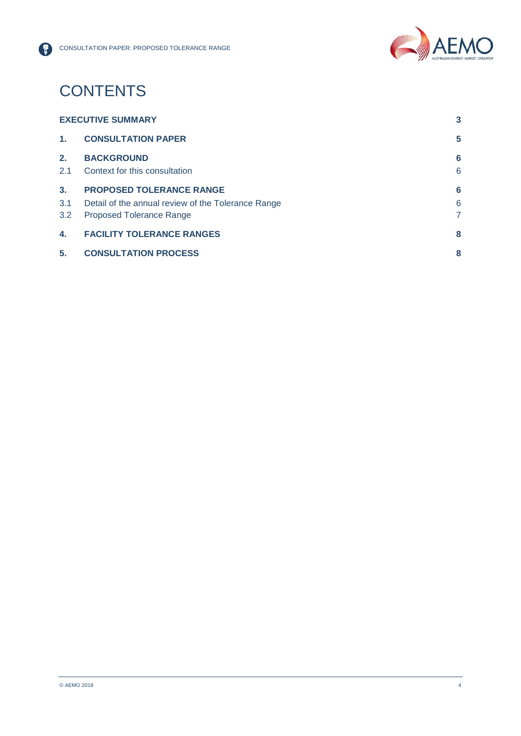# CONTENTS

| | | |
|---|---|---|
| **EXECUTIVE SUMMARY** | | **3** |
| **1.** | **CONSULTATION PAPER** | **5** |
| **2.** | **BACKGROUND** | **6** |
| 2.1 | Context for this consultation | 6 |
| **3.** | **PROPOSED TOLERANCE RANGE** | **6** |
| 3.1 | Detail of the annual review of the Tolerance Range | 6 |
| 3.2 | Proposed Tolerance Range | 7 |
| **4.** | **FACILITY TOLERANCE RANGES** | **8** |
| **5.** | **CONSULTATION PROCESS** | **8** |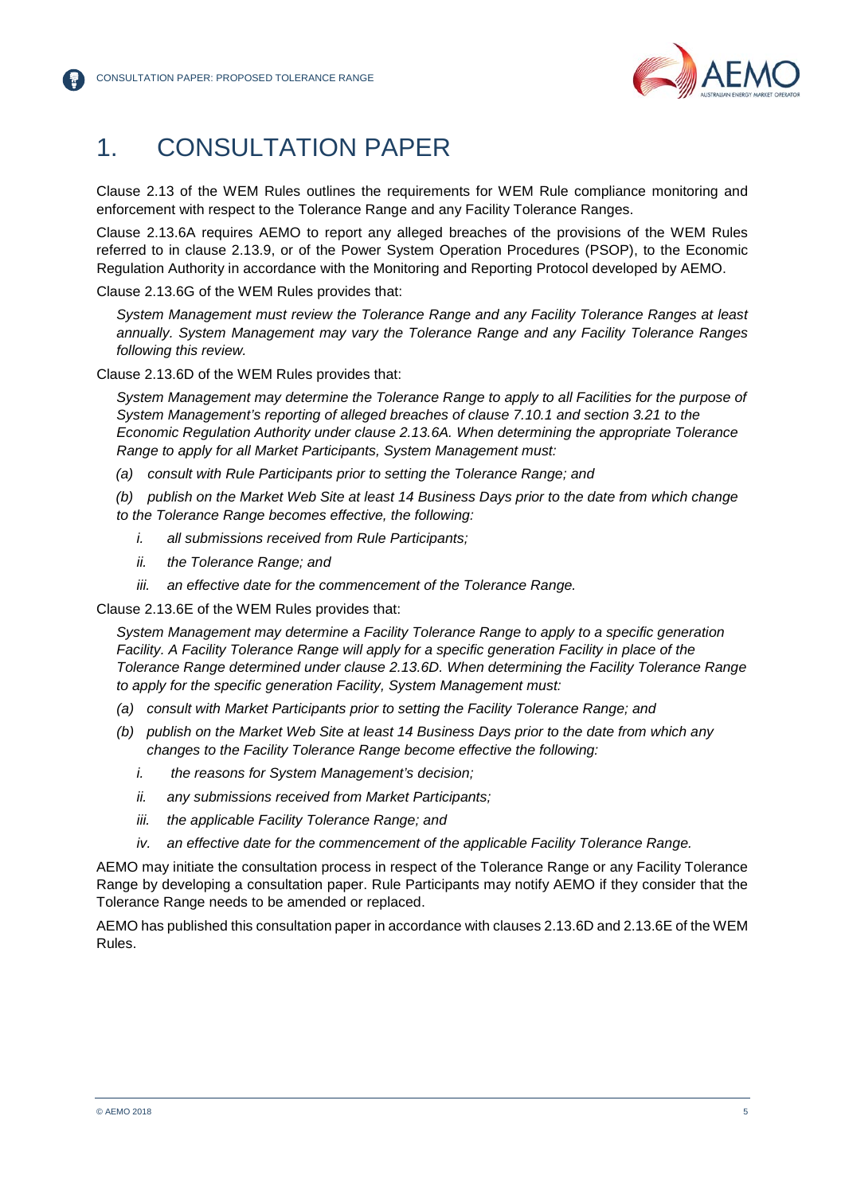# 1. CONSULTATION PAPER

Clause 2.13 of the WEM Rules outlines the requirements for WEM Rule compliance monitoring and enforcement with respect to the Tolerance Range and any Facility Tolerance Ranges.

Clause 2.13.6A requires AEMO to report any alleged breaches of the provisions of the WEM Rules referred to in clause 2.13.9, or of the Power System Operation Procedures (PSOP), to the Economic Regulation Authority in accordance with the Monitoring and Reporting Protocol developed by AEMO.

Clause 2.13.6G of the WEM Rules provides that:

> *System Management must review the Tolerance Range and any Facility Tolerance Ranges at least annually. System Management may vary the Tolerance Range and any Facility Tolerance Ranges following this review.*

Clause 2.13.6D of the WEM Rules provides that:

> *System Management may determine the Tolerance Range to apply to all Facilities for the purpose of System Management's reporting of alleged breaches of clause 7.10.1 and section 3.21 to the Economic Regulation Authority under clause 2.13.6A. When determining the appropriate Tolerance Range to apply for all Market Participants, System Management must:*
>
> *(a) consult with Rule Participants prior to setting the Tolerance Range; and*
>
> *(b) publish on the Market Web Site at least 14 Business Days prior to the date from which change to the Tolerance Range becomes effective, the following:*
>
> *i. all submissions received from Rule Participants;*
>
> *ii. the Tolerance Range; and*
>
> *iii. an effective date for the commencement of the Tolerance Range.*

Clause 2.13.6E of the WEM Rules provides that:

> *System Management may determine a Facility Tolerance Range to apply to a specific generation Facility. A Facility Tolerance Range will apply for a specific generation Facility in place of the Tolerance Range determined under clause 2.13.6D. When determining the Facility Tolerance Range to apply for the specific generation Facility, System Management must:*
>
> *(a) consult with Market Participants prior to setting the Facility Tolerance Range; and*
>
> *(b) publish on the Market Web Site at least 14 Business Days prior to the date from which any changes to the Facility Tolerance Range become effective the following:*
>
> *i. the reasons for System Management's decision;*
>
> *ii. any submissions received from Market Participants;*
>
> *iii. the applicable Facility Tolerance Range; and*
>
> *iv. an effective date for the commencement of the applicable Facility Tolerance Range.*

AEMO may initiate the consultation process in respect of the Tolerance Range or any Facility Tolerance Range by developing a consultation paper. Rule Participants may notify AEMO if they consider that the Tolerance Range needs to be amended or replaced.

AEMO has published this consultation paper in accordance with clauses 2.13.6D and 2.13.6E of the WEM Rules.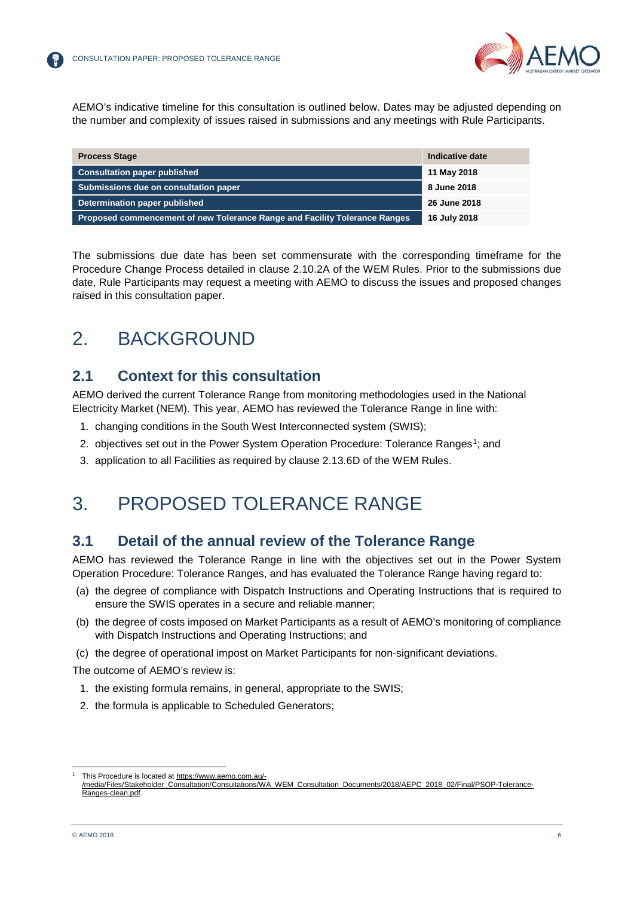AEMO's indicative timeline for this consultation is outlined below. Dates may be adjusted depending on the number and complexity of issues raised in submissions and any meetings with Rule Participants.

| Process Stage | Indicative date |
| --- | --- |
| **Consultation paper published** | **11 May 2018** |
| **Submissions due on consultation paper** | **8 June 2018** |
| **Determination paper published** | **26 June 2018** |
| **Proposed commencement of new Tolerance Range and Facility Tolerance Ranges** | **16 July 2018** |

The submissions due date has been set commensurate with the corresponding timeframe for the Procedure Change Process detailed in clause 2.10.2A of the WEM Rules. Prior to the submissions due date, Rule Participants may request a meeting with AEMO to discuss the issues and proposed changes raised in this consultation paper.

# 2. BACKGROUND

## 2.1 Context for this consultation

AEMO derived the current Tolerance Range from monitoring methodologies used in the National Electricity Market (NEM). This year, AEMO has reviewed the Tolerance Range in line with:

1. changing conditions in the South West Interconnected system (SWIS);
2. objectives set out in the Power System Operation Procedure: Tolerance Ranges[1]; and
3. application to all Facilities as required by clause 2.13.6D of the WEM Rules.

# 3. PROPOSED TOLERANCE RANGE

## 3.1 Detail of the annual review of the Tolerance Range

AEMO has reviewed the Tolerance Range in line with the objectives set out in the Power System Operation Procedure: Tolerance Ranges, and has evaluated the Tolerance Range having regard to:

(a) the degree of compliance with Dispatch Instructions and Operating Instructions that is required to ensure the SWIS operates in a secure and reliable manner;

(b) the degree of costs imposed on Market Participants as a result of AEMO's monitoring of compliance with Dispatch Instructions and Operating Instructions; and

(c) the degree of operational impost on Market Participants for non-significant deviations.

The outcome of AEMO's review is:

1. the existing formula remains, in general, appropriate to the SWIS;
2. the formula is applicable to Scheduled Generators;

[1] This Procedure is located at https://www.aemo.com.au/-/media/Files/Stakeholder_Consultation/Consultations/WA_WEM_Consultation_Documents/2018/AEPC_2018_02/Final/PSOP-Tolerance-Ranges-clean.pdf.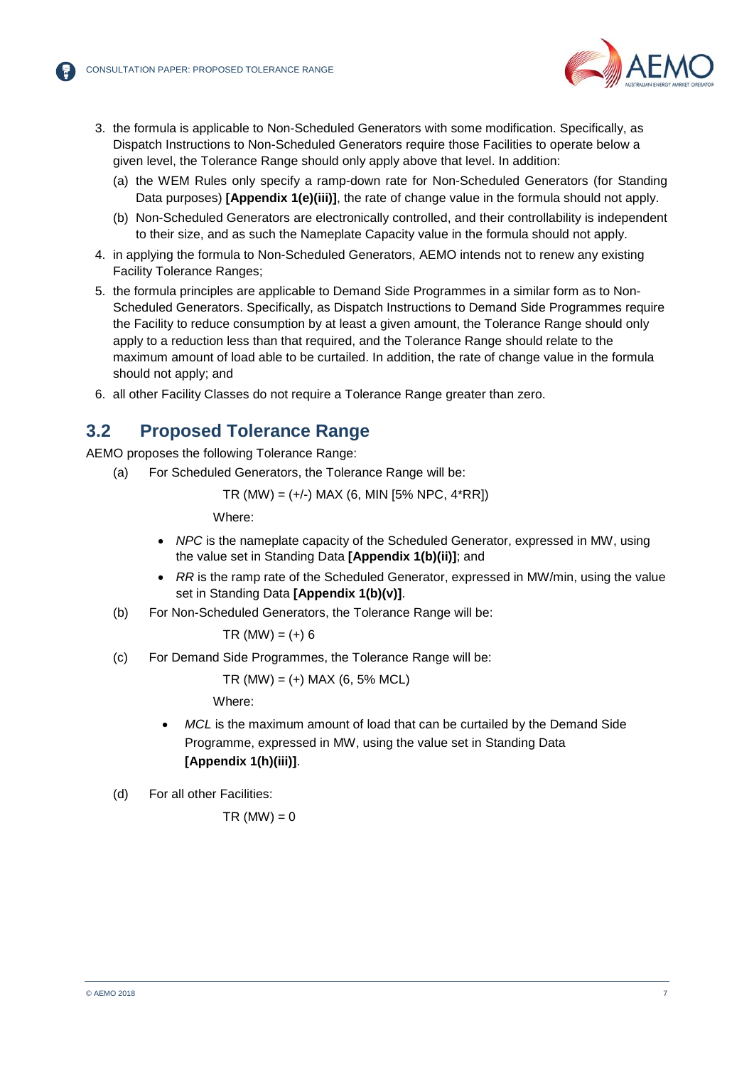3. the formula is applicable to Non-Scheduled Generators with some modification. Specifically, as Dispatch Instructions to Non-Scheduled Generators require those Facilities to operate below a given level, the Tolerance Range should only apply above that level. In addition:
   (a) the WEM Rules only specify a ramp-down rate for Non-Scheduled Generators (for Standing Data purposes) **[Appendix 1(e)(iii)]**, the rate of change value in the formula should not apply.
   (b) Non-Scheduled Generators are electronically controlled, and their controllability is independent to their size, and as such the Nameplate Capacity value in the formula should not apply.
4. in applying the formula to Non-Scheduled Generators, AEMO intends not to renew any existing Facility Tolerance Ranges;
5. the formula principles are applicable to Demand Side Programmes in a similar form as to Non-Scheduled Generators. Specifically, as Dispatch Instructions to Demand Side Programmes require the Facility to reduce consumption by at least a given amount, the Tolerance Range should only apply to a reduction less than that required, and the Tolerance Range should relate to the maximum amount of load able to be curtailed. In addition, the rate of change value in the formula should not apply; and
6. all other Facility Classes do not require a Tolerance Range greater than zero.

## 3.2 Proposed Tolerance Range

AEMO proposes the following Tolerance Range:

(a) For Scheduled Generators, the Tolerance Range will be:

$$TR\ (MW) = (+/-)\ MAX\ (6,\ MIN\ [5\%\ NPC,\ 4*RR])$$

Where:

- *NPC* is the nameplate capacity of the Scheduled Generator, expressed in MW, using the value set in Standing Data **[Appendix 1(b)(ii)]**; and
- *RR* is the ramp rate of the Scheduled Generator, expressed in MW/min, using the value set in Standing Data **[Appendix 1(b)(v)]**.

(b) For Non-Scheduled Generators, the Tolerance Range will be:

$$TR\ (MW) = (+)\ 6$$

(c) For Demand Side Programmes, the Tolerance Range will be:

$$TR\ (MW) = (+)\ MAX\ (6,\ 5\%\ MCL)$$

Where:

- *MCL* is the maximum amount of load that can be curtailed by the Demand Side Programme, expressed in MW, using the value set in Standing Data **[Appendix 1(h)(iii)]**.

(d) For all other Facilities:

$$TR\ (MW) = 0$$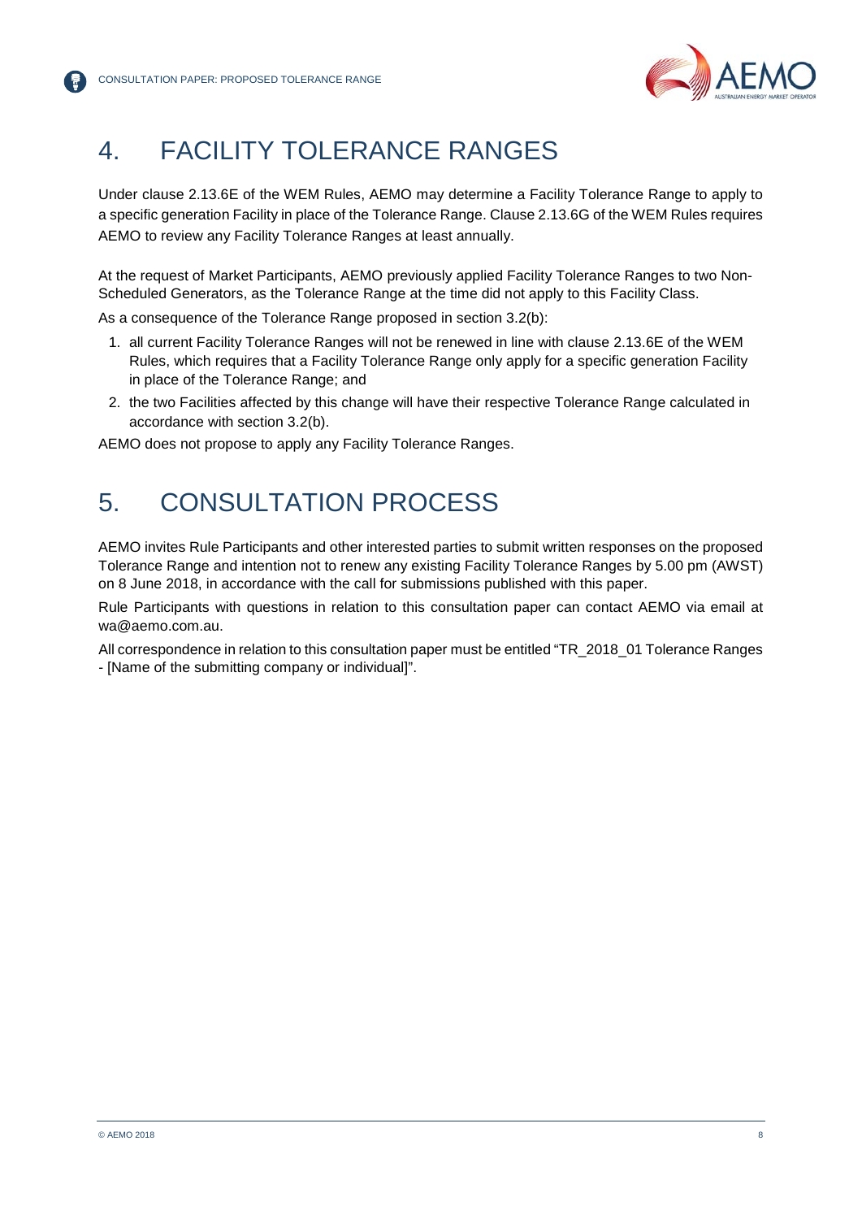# 4. FACILITY TOLERANCE RANGES

Under clause 2.13.6E of the WEM Rules, AEMO may determine a Facility Tolerance Range to apply to a specific generation Facility in place of the Tolerance Range. Clause 2.13.6G of the WEM Rules requires AEMO to review any Facility Tolerance Ranges at least annually.

At the request of Market Participants, AEMO previously applied Facility Tolerance Ranges to two Non-Scheduled Generators, as the Tolerance Range at the time did not apply to this Facility Class.

As a consequence of the Tolerance Range proposed in section 3.2(b):

1. all current Facility Tolerance Ranges will not be renewed in line with clause 2.13.6E of the WEM Rules, which requires that a Facility Tolerance Range only apply for a specific generation Facility in place of the Tolerance Range; and
2. the two Facilities affected by this change will have their respective Tolerance Range calculated in accordance with section 3.2(b).

AEMO does not propose to apply any Facility Tolerance Ranges.

# 5. CONSULTATION PROCESS

AEMO invites Rule Participants and other interested parties to submit written responses on the proposed Tolerance Range and intention not to renew any existing Facility Tolerance Ranges by 5.00 pm (AWST) on 8 June 2018, in accordance with the call for submissions published with this paper.

Rule Participants with questions in relation to this consultation paper can contact AEMO via email at wa@aemo.com.au.

All correspondence in relation to this consultation paper must be entitled "TR_2018_01 Tolerance Ranges - [Name of the submitting company or individual]".